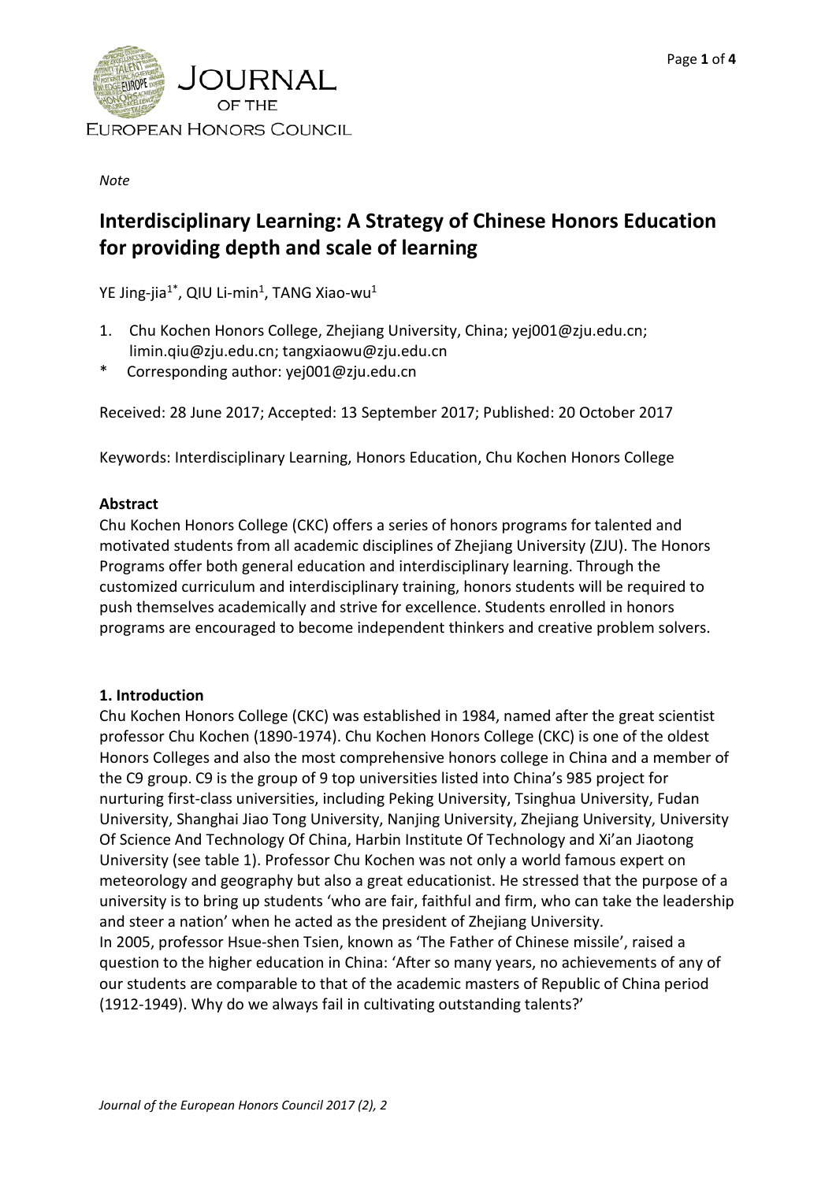*Note*

# Interdisciplinary Learning: A Strategy of Chinese Honors Education for providing depth and scale of learning

YE Jing-jia[1*], QIU Li-min[1], TANG Xiao-wu[1]

1. Chu Kochen Honors College, Zhejiang University, China; yej001@zju.edu.cn; limin.qiu@zju.edu.cn; tangxiaowu@zju.edu.cn

\* Corresponding author: yej001@zju.edu.cn

Received: 28 June 2017; Accepted: 13 September 2017; Published: 20 October 2017

Keywords: Interdisciplinary Learning, Honors Education, Chu Kochen Honors College

**Abstract**

Chu Kochen Honors College (CKC) offers a series of honors programs for talented and motivated students from all academic disciplines of Zhejiang University (ZJU). The Honors Programs offer both general education and interdisciplinary learning. Through the customized curriculum and interdisciplinary training, honors students will be required to push themselves academically and strive for excellence. Students enrolled in honors programs are encouraged to become independent thinkers and creative problem solvers.

## 1. Introduction

Chu Kochen Honors College (CKC) was established in 1984, named after the great scientist professor Chu Kochen (1890-1974). Chu Kochen Honors College (CKC) is one of the oldest Honors Colleges and also the most comprehensive honors college in China and a member of the C9 group. C9 is the group of 9 top universities listed into China's 985 project for nurturing first-class universities, including Peking University, Tsinghua University, Fudan University, Shanghai Jiao Tong University, Nanjing University, Zhejiang University, University Of Science And Technology Of China, Harbin Institute Of Technology and Xi'an Jiaotong University (see table 1). Professor Chu Kochen was not only a world famous expert on meteorology and geography but also a great educationist. He stressed that the purpose of a university is to bring up students 'who are fair, faithful and firm, who can take the leadership and steer a nation' when he acted as the president of Zhejiang University.

In 2005, professor Hsue-shen Tsien, known as 'The Father of Chinese missile', raised a question to the higher education in China: 'After so many years, no achievements of any of our students are comparable to that of the academic masters of Republic of China period (1912-1949). Why do we always fail in cultivating outstanding talents?'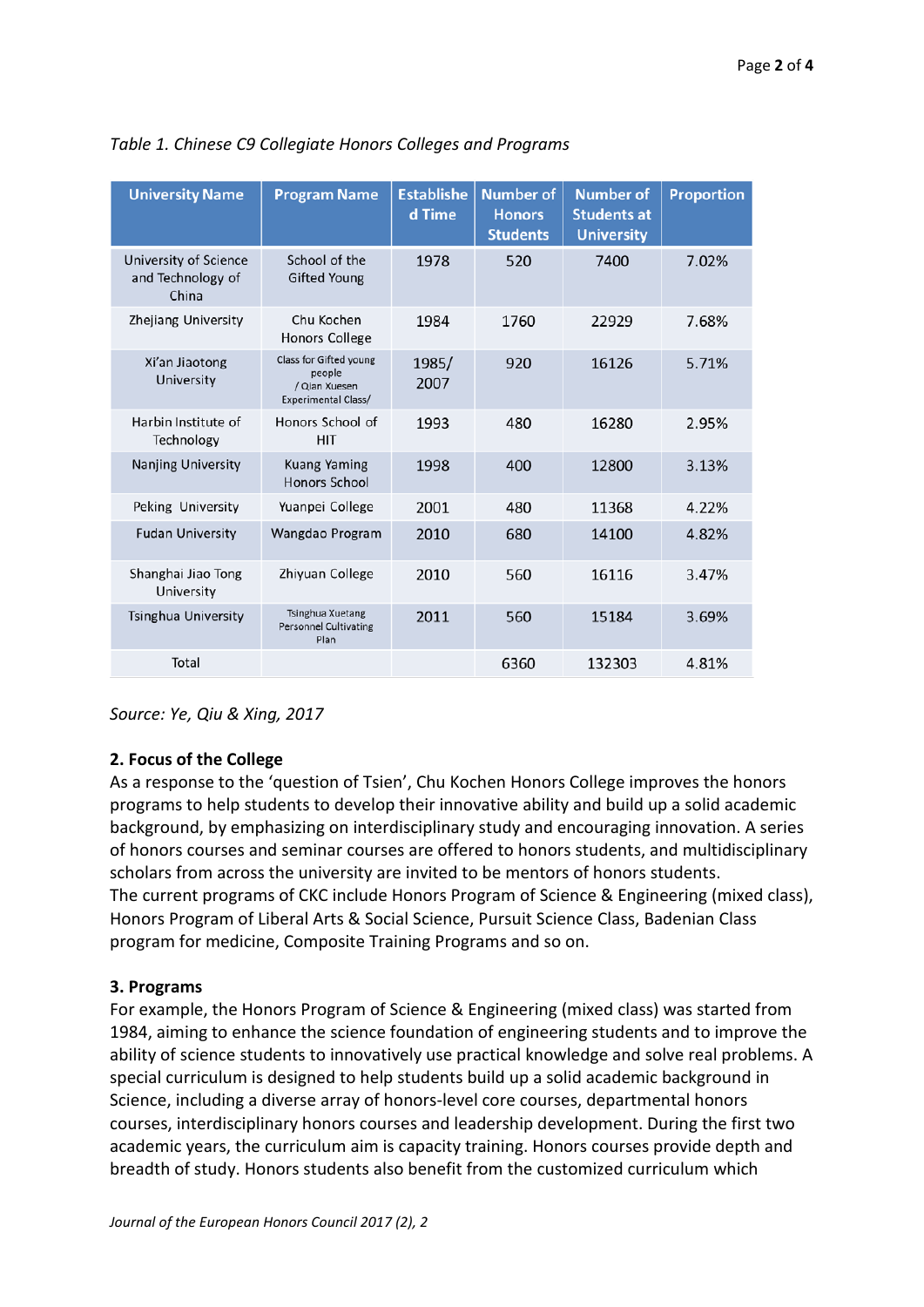*Table 1. Chinese C9 Collegiate Honors Colleges and Programs*

| University Name | Program Name | Established Time | Number of Honors Students | Number of Students at University | Proportion |
|---|---|---|---|---|---|
| University of Science and Technology of China | School of the Gifted Young | 1978 | 520 | 7400 | 7.02% |
| Zhejiang University | Chu Kochen Honors College | 1984 | 1760 | 22929 | 7.68% |
| Xi'an Jiaotong University | Class for Gifted young people / Qian Xuesen Experimental Class/ | 1985/ 2007 | 920 | 16126 | 5.71% |
| Harbin Institute of Technology | Honors School of HIT | 1993 | 480 | 16280 | 2.95% |
| Nanjing University | Kuang Yaming Honors School | 1998 | 400 | 12800 | 3.13% |
| Peking University | Yuanpei College | 2001 | 480 | 11368 | 4.22% |
| Fudan University | Wangdao Program | 2010 | 680 | 14100 | 4.82% |
| Shanghai Jiao Tong University | Zhiyuan College | 2010 | 560 | 16116 | 3.47% |
| Tsinghua University | Tsinghua Xuetang Personnel Cultivating Plan | 2011 | 560 | 15184 | 3.69% |
| Total | | | 6360 | 132303 | 4.81% |

*Source: Ye, Qiu & Xing, 2017*

**2. Focus of the College**

As a response to the 'question of Tsien', Chu Kochen Honors College improves the honors programs to help students to develop their innovative ability and build up a solid academic background, by emphasizing on interdisciplinary study and encouraging innovation. A series of honors courses and seminar courses are offered to honors students, and multidisciplinary scholars from across the university are invited to be mentors of honors students.
The current programs of CKC include Honors Program of Science & Engineering (mixed class), Honors Program of Liberal Arts & Social Science, Pursuit Science Class, Badenian Class program for medicine, Composite Training Programs and so on.

**3. Programs**

For example, the Honors Program of Science & Engineering (mixed class) was started from 1984, aiming to enhance the science foundation of engineering students and to improve the ability of science students to innovatively use practical knowledge and solve real problems. A special curriculum is designed to help students build up a solid academic background in Science, including a diverse array of honors-level core courses, departmental honors courses, interdisciplinary honors courses and leadership development. During the first two academic years, the curriculum aim is capacity training. Honors courses provide depth and breadth of study. Honors students also benefit from the customized curriculum which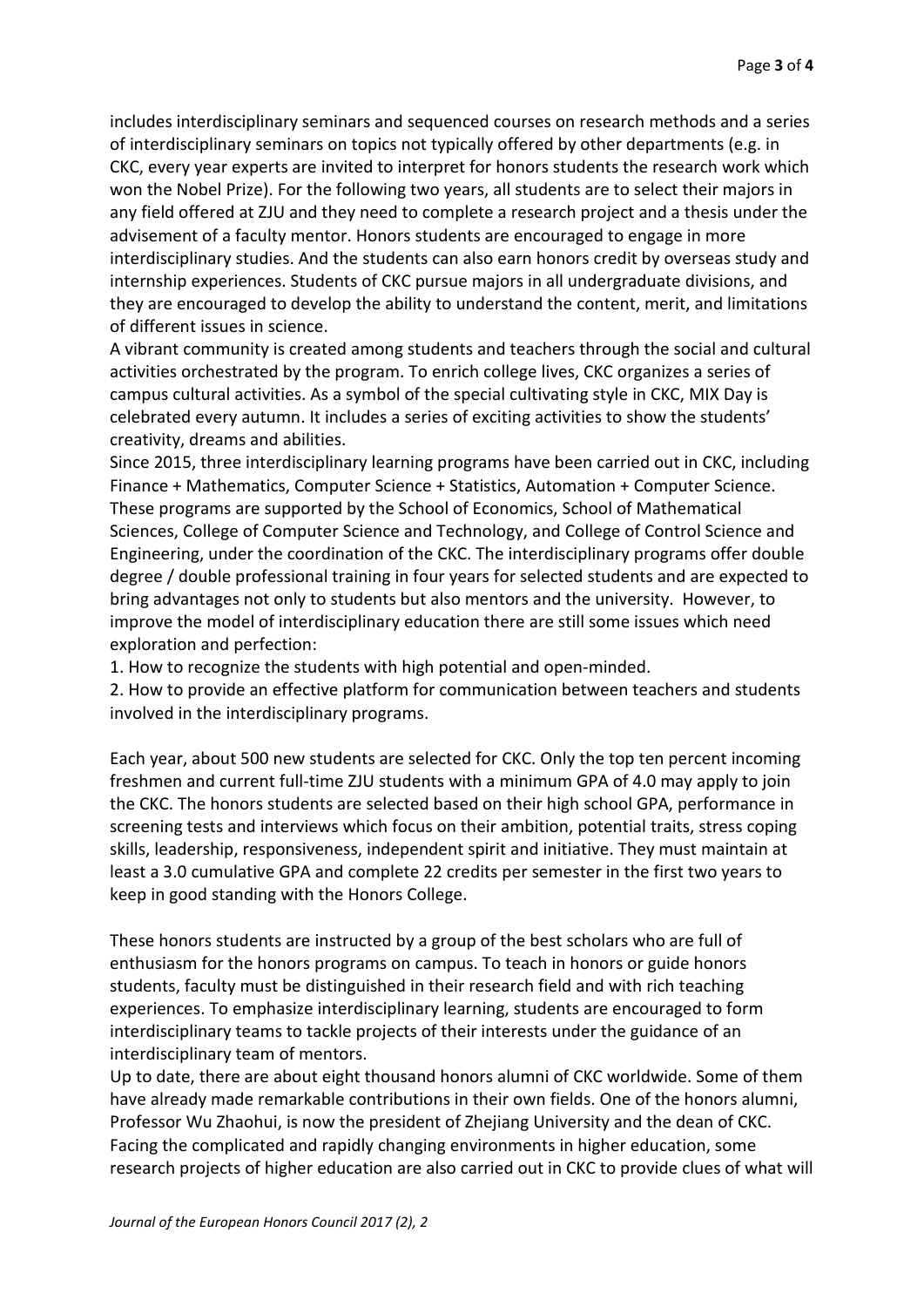includes interdisciplinary seminars and sequenced courses on research methods and a series of interdisciplinary seminars on topics not typically offered by other departments (e.g. in CKC, every year experts are invited to interpret for honors students the research work which won the Nobel Prize). For the following two years, all students are to select their majors in any field offered at ZJU and they need to complete a research project and a thesis under the advisement of a faculty mentor. Honors students are encouraged to engage in more interdisciplinary studies. And the students can also earn honors credit by overseas study and internship experiences. Students of CKC pursue majors in all undergraduate divisions, and they are encouraged to develop the ability to understand the content, merit, and limitations of different issues in science.

A vibrant community is created among students and teachers through the social and cultural activities orchestrated by the program. To enrich college lives, CKC organizes a series of campus cultural activities. As a symbol of the special cultivating style in CKC, MIX Day is celebrated every autumn. It includes a series of exciting activities to show the students' creativity, dreams and abilities.

Since 2015, three interdisciplinary learning programs have been carried out in CKC, including Finance + Mathematics, Computer Science + Statistics, Automation + Computer Science. These programs are supported by the School of Economics, School of Mathematical Sciences, College of Computer Science and Technology, and College of Control Science and Engineering, under the coordination of the CKC. The interdisciplinary programs offer double degree / double professional training in four years for selected students and are expected to bring advantages not only to students but also mentors and the university. However, to improve the model of interdisciplinary education there are still some issues which need exploration and perfection:

1. How to recognize the students with high potential and open-minded.
2. How to provide an effective platform for communication between teachers and students involved in the interdisciplinary programs.

Each year, about 500 new students are selected for CKC. Only the top ten percent incoming freshmen and current full-time ZJU students with a minimum GPA of 4.0 may apply to join the CKC. The honors students are selected based on their high school GPA, performance in screening tests and interviews which focus on their ambition, potential traits, stress coping skills, leadership, responsiveness, independent spirit and initiative. They must maintain at least a 3.0 cumulative GPA and complete 22 credits per semester in the first two years to keep in good standing with the Honors College.

These honors students are instructed by a group of the best scholars who are full of enthusiasm for the honors programs on campus. To teach in honors or guide honors students, faculty must be distinguished in their research field and with rich teaching experiences. To emphasize interdisciplinary learning, students are encouraged to form interdisciplinary teams to tackle projects of their interests under the guidance of an interdisciplinary team of mentors.

Up to date, there are about eight thousand honors alumni of CKC worldwide. Some of them have already made remarkable contributions in their own fields. One of the honors alumni, Professor Wu Zhaohui, is now the president of Zhejiang University and the dean of CKC. Facing the complicated and rapidly changing environments in higher education, some research projects of higher education are also carried out in CKC to provide clues of what will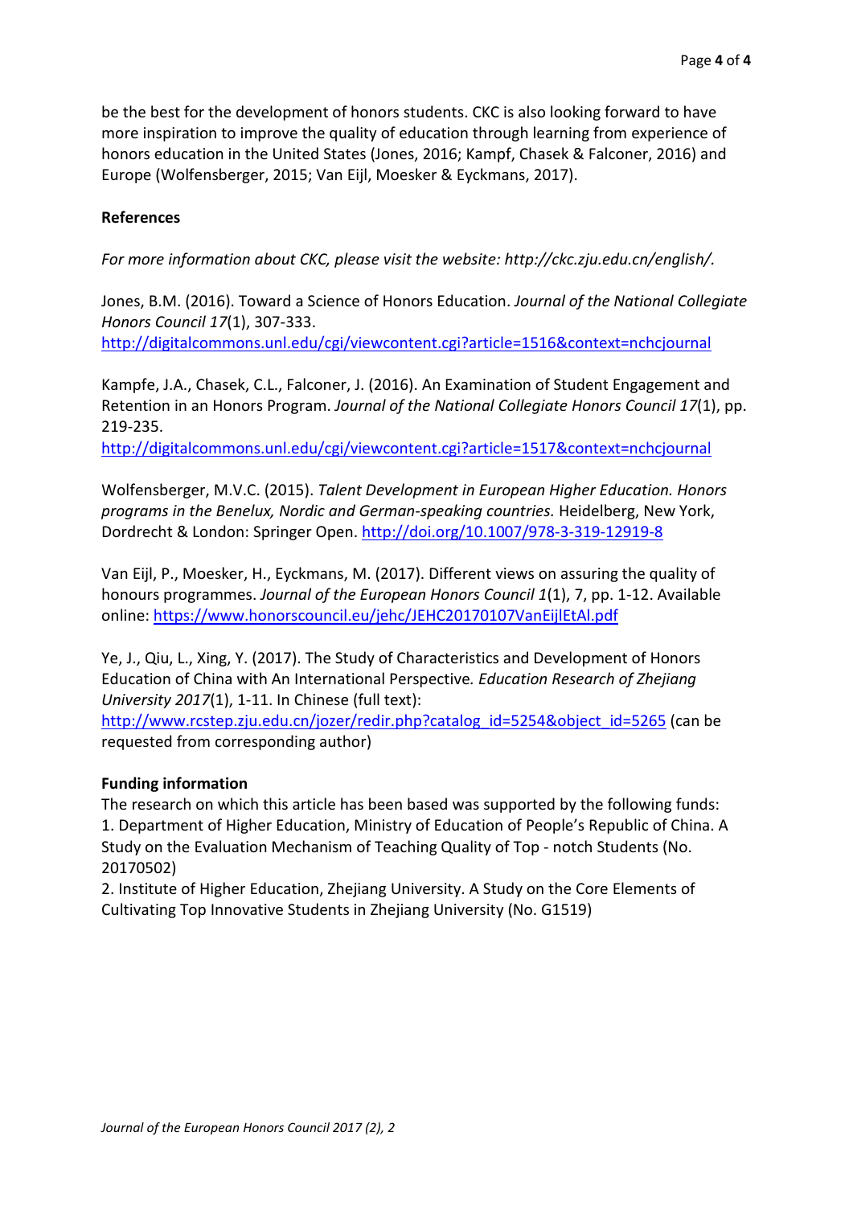be the best for the development of honors students. CKC is also looking forward to have more inspiration to improve the quality of education through learning from experience of honors education in the United States (Jones, 2016; Kampf, Chasek & Falconer, 2016) and Europe (Wolfensberger, 2015; Van Eijl, Moesker & Eyckmans, 2017).

**References**

*For more information about CKC, please visit the website: http://ckc.zju.edu.cn/english/.*

Jones, B.M. (2016). Toward a Science of Honors Education. *Journal of the National Collegiate Honors Council 17*(1), 307-333. http://digitalcommons.unl.edu/cgi/viewcontent.cgi?article=1516&context=nchcjournal

Kampfe, J.A., Chasek, C.L., Falconer, J. (2016). An Examination of Student Engagement and Retention in an Honors Program. *Journal of the National Collegiate Honors Council 17*(1), pp. 219-235. http://digitalcommons.unl.edu/cgi/viewcontent.cgi?article=1517&context=nchcjournal

Wolfensberger, M.V.C. (2015). *Talent Development in European Higher Education. Honors programs in the Benelux, Nordic and German-speaking countries.* Heidelberg, New York, Dordrecht & London: Springer Open. http://doi.org/10.1007/978-3-319-12919-8

Van Eijl, P., Moesker, H., Eyckmans, M. (2017). Different views on assuring the quality of honours programmes. *Journal of the European Honors Council 1*(1), 7, pp. 1-12. Available online: https://www.honorscouncil.eu/jehc/JEHC20170107VanEijlEtAl.pdf

Ye, J., Qiu, L., Xing, Y. (2017). The Study of Characteristics and Development of Honors Education of China with An International Perspective*. Education Research of Zhejiang University 2017*(1), 1-11. In Chinese (full text): http://www.rcstep.zju.edu.cn/jozer/redir.php?catalog_id=5254&object_id=5265 (can be requested from corresponding author)

**Funding information**

The research on which this article has been based was supported by the following funds:
1. Department of Higher Education, Ministry of Education of People's Republic of China. A Study on the Evaluation Mechanism of Teaching Quality of Top - notch Students (No. 20170502)
2. Institute of Higher Education, Zhejiang University. A Study on the Core Elements of Cultivating Top Innovative Students in Zhejiang University (No. G1519)